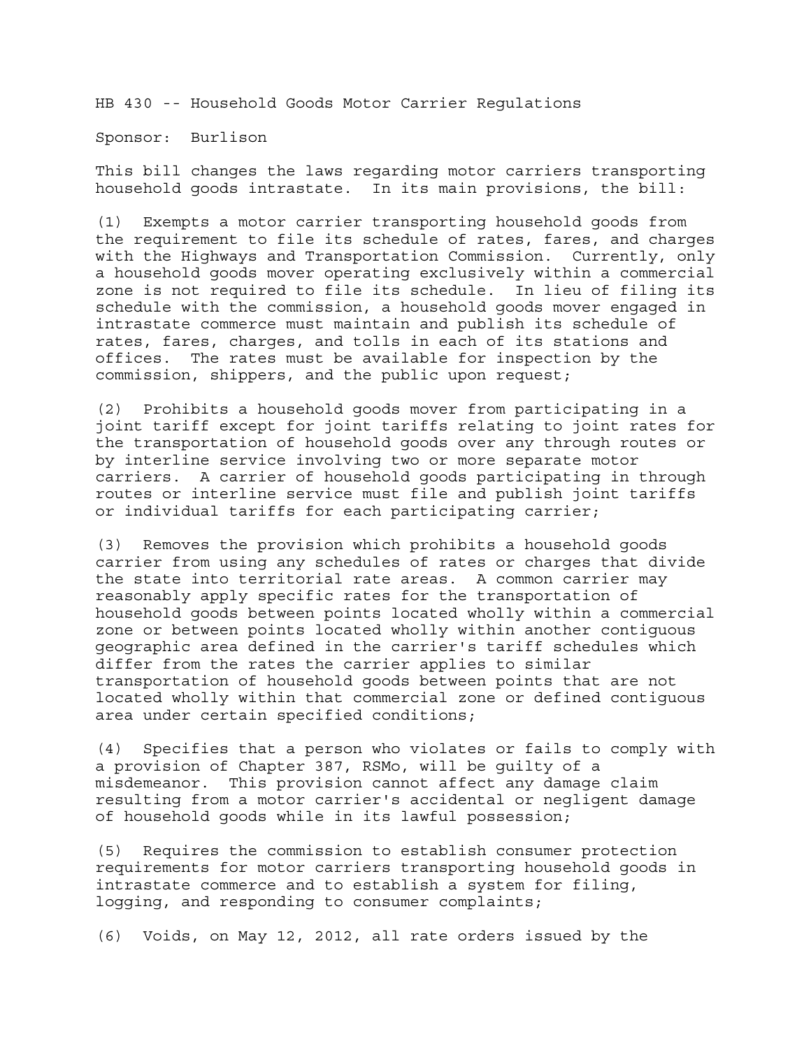HB 430 -- Household Goods Motor Carrier Regulations

Sponsor: Burlison

This bill changes the laws regarding motor carriers transporting household goods intrastate. In its main provisions, the bill:

(1) Exempts a motor carrier transporting household goods from the requirement to file its schedule of rates, fares, and charges with the Highways and Transportation Commission. Currently, only a household goods mover operating exclusively within a commercial zone is not required to file its schedule. In lieu of filing its schedule with the commission, a household goods mover engaged in intrastate commerce must maintain and publish its schedule of rates, fares, charges, and tolls in each of its stations and offices. The rates must be available for inspection by the commission, shippers, and the public upon request;

(2) Prohibits a household goods mover from participating in a joint tariff except for joint tariffs relating to joint rates for the transportation of household goods over any through routes or by interline service involving two or more separate motor carriers. A carrier of household goods participating in through routes or interline service must file and publish joint tariffs or individual tariffs for each participating carrier;

(3) Removes the provision which prohibits a household goods carrier from using any schedules of rates or charges that divide the state into territorial rate areas. A common carrier may reasonably apply specific rates for the transportation of household goods between points located wholly within a commercial zone or between points located wholly within another contiguous geographic area defined in the carrier's tariff schedules which differ from the rates the carrier applies to similar transportation of household goods between points that are not located wholly within that commercial zone or defined contiguous area under certain specified conditions;

(4) Specifies that a person who violates or fails to comply with a provision of Chapter 387, RSMo, will be guilty of a misdemeanor. This provision cannot affect any damage claim resulting from a motor carrier's accidental or negligent damage of household goods while in its lawful possession;

(5) Requires the commission to establish consumer protection requirements for motor carriers transporting household goods in intrastate commerce and to establish a system for filing, logging, and responding to consumer complaints;

(6) Voids, on May 12, 2012, all rate orders issued by the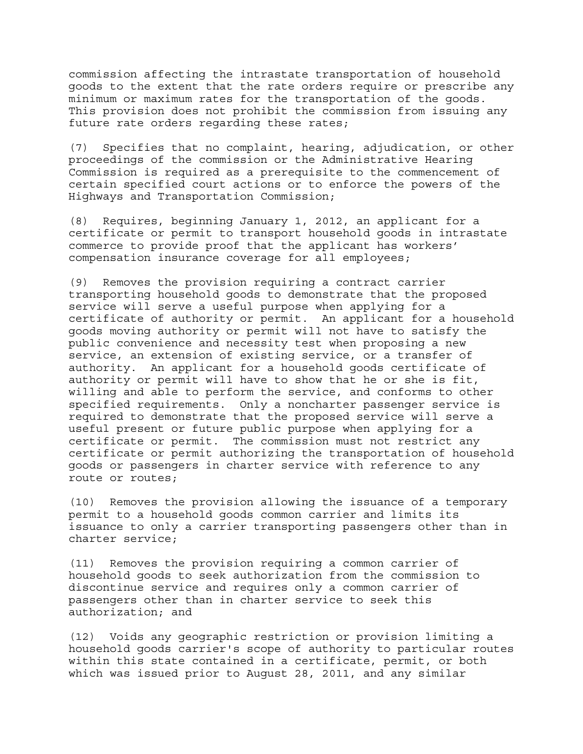commission affecting the intrastate transportation of household goods to the extent that the rate orders require or prescribe any minimum or maximum rates for the transportation of the goods. This provision does not prohibit the commission from issuing any future rate orders regarding these rates;

(7) Specifies that no complaint, hearing, adjudication, or other proceedings of the commission or the Administrative Hearing Commission is required as a prerequisite to the commencement of certain specified court actions or to enforce the powers of the Highways and Transportation Commission;

(8) Requires, beginning January 1, 2012, an applicant for a certificate or permit to transport household goods in intrastate commerce to provide proof that the applicant has workers' compensation insurance coverage for all employees;

(9) Removes the provision requiring a contract carrier transporting household goods to demonstrate that the proposed service will serve a useful purpose when applying for a certificate of authority or permit. An applicant for a household goods moving authority or permit will not have to satisfy the public convenience and necessity test when proposing a new service, an extension of existing service, or a transfer of authority. An applicant for a household goods certificate of authority or permit will have to show that he or she is fit, willing and able to perform the service, and conforms to other specified requirements. Only a noncharter passenger service is required to demonstrate that the proposed service will serve a useful present or future public purpose when applying for a certificate or permit. The commission must not restrict any certificate or permit authorizing the transportation of household goods or passengers in charter service with reference to any route or routes;

(10) Removes the provision allowing the issuance of a temporary permit to a household goods common carrier and limits its issuance to only a carrier transporting passengers other than in charter service;

(11) Removes the provision requiring a common carrier of household goods to seek authorization from the commission to discontinue service and requires only a common carrier of passengers other than in charter service to seek this authorization; and

(12) Voids any geographic restriction or provision limiting a household goods carrier's scope of authority to particular routes within this state contained in a certificate, permit, or both which was issued prior to August 28, 2011, and any similar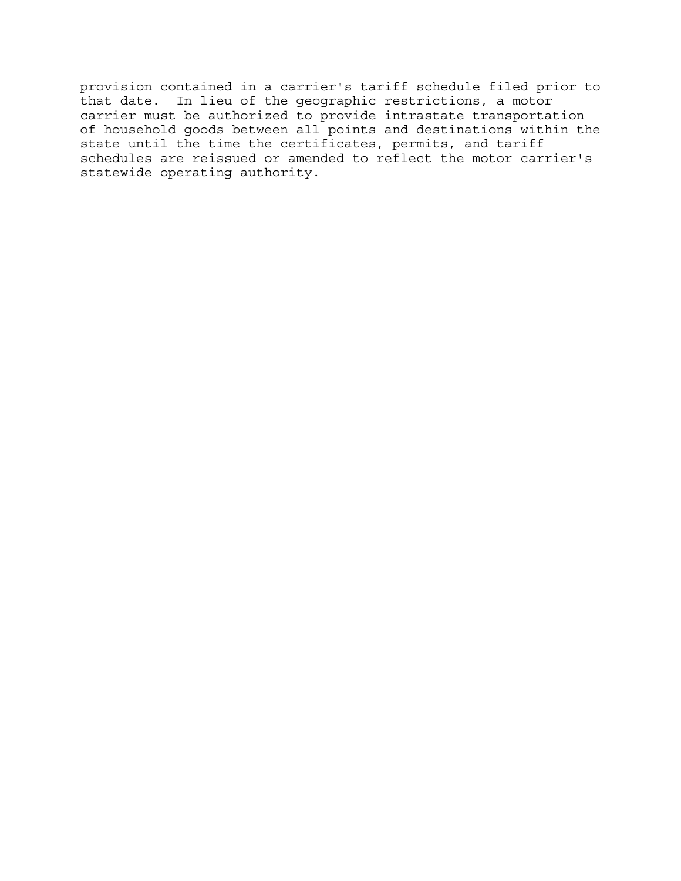provision contained in a carrier's tariff schedule filed prior to that date. In lieu of the geographic restrictions, a motor carrier must be authorized to provide intrastate transportation of household goods between all points and destinations within the state until the time the certificates, permits, and tariff schedules are reissued or amended to reflect the motor carrier's statewide operating authority.